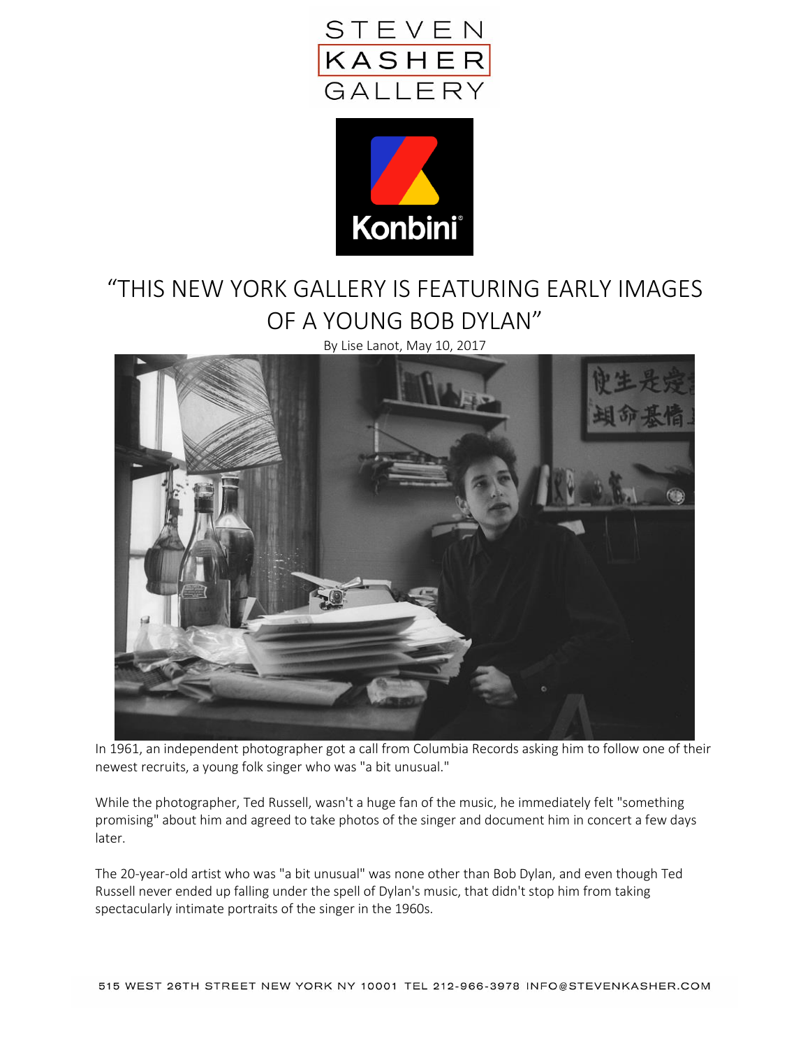# "THIS NEW YORK GALLERY IS FEATURING EARLY IMAGES OF A YOUNG BOB DYLAN"

By Lise Lanot, May 10, 2017

In 1961, an independent photographer got a call from Columbia Records asking him to follow one of their newest recruits, a young folk singer who was "a bit unusual."

While the photographer, Ted Russell, wasn't a huge fan of the music, he immediately felt "something promising" about him and agreed to take photos of the singer and document him in concert a few days later.

The 20-year-old artist who was "a bit unusual" was none other than Bob Dylan, and even though Ted Russell never ended up falling under the spell of Dylan's music, that didn't stop him from taking spectacularly intimate portraits of the singer in the 1960s.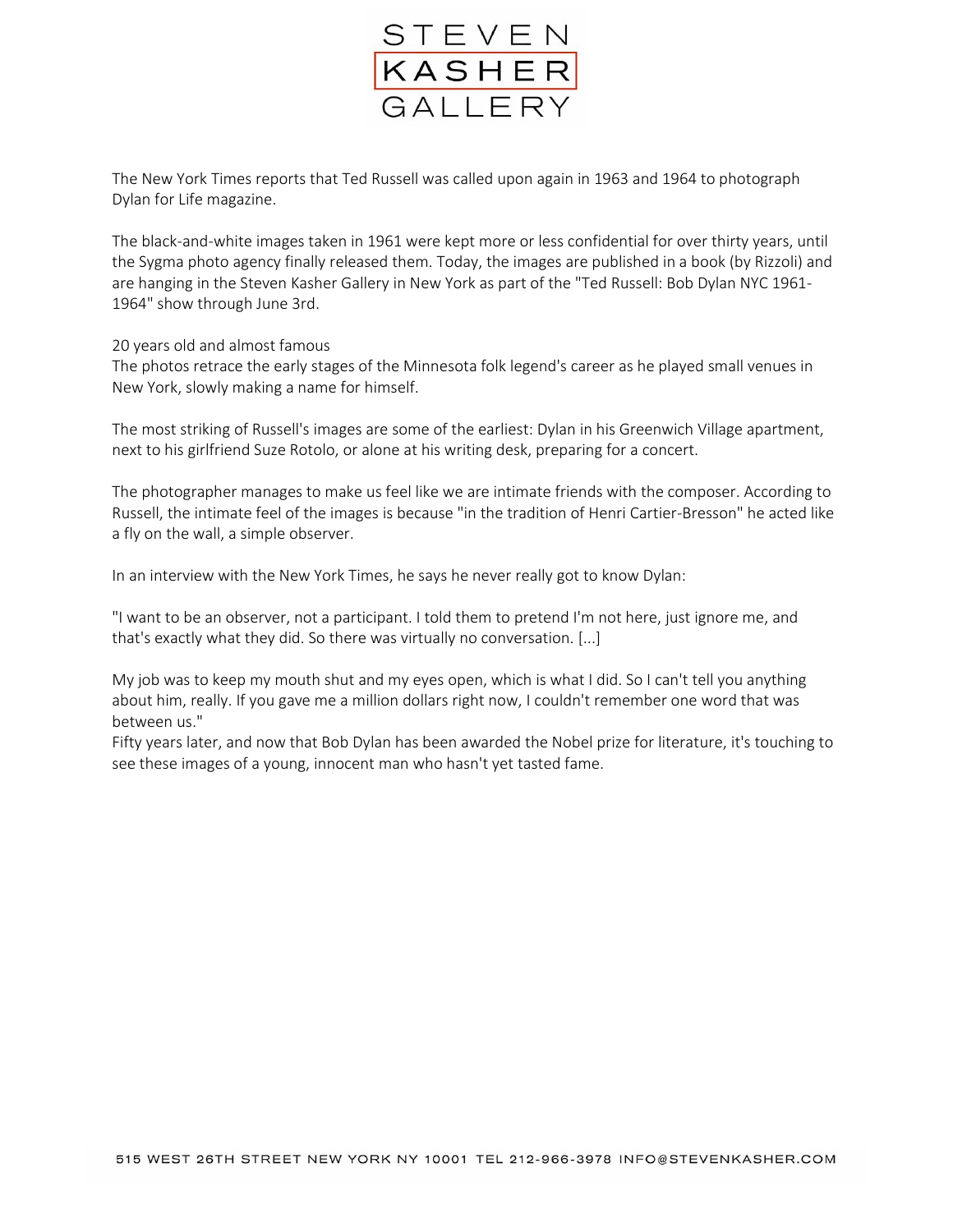The New York Times reports that Ted Russell was called upon again in 1963 and 1964 to photograph Dylan for Life magazine.

The black-and-white images taken in 1961 were kept more or less confidential for over thirty years, until the Sygma photo agency finally released them. Today, the images are published in a book (by Rizzoli) and are hanging in the Steven Kasher Gallery in New York as part of the "Ted Russell: Bob Dylan NYC 1961-1964" show through June 3rd.

20 years old and almost famous
The photos retrace the early stages of the Minnesota folk legend's career as he played small venues in New York, slowly making a name for himself.

The most striking of Russell's images are some of the earliest: Dylan in his Greenwich Village apartment, next to his girlfriend Suze Rotolo, or alone at his writing desk, preparing for a concert.

The photographer manages to make us feel like we are intimate friends with the composer. According to Russell, the intimate feel of the images is because "in the tradition of Henri Cartier-Bresson" he acted like a fly on the wall, a simple observer.

In an interview with the New York Times, he says he never really got to know Dylan:

"I want to be an observer, not a participant. I told them to pretend I'm not here, just ignore me, and that's exactly what they did. So there was virtually no conversation. [...]

My job was to keep my mouth shut and my eyes open, which is what I did. So I can't tell you anything about him, really. If you gave me a million dollars right now, I couldn't remember one word that was between us."
Fifty years later, and now that Bob Dylan has been awarded the Nobel prize for literature, it's touching to see these images of a young, innocent man who hasn't yet tasted fame.